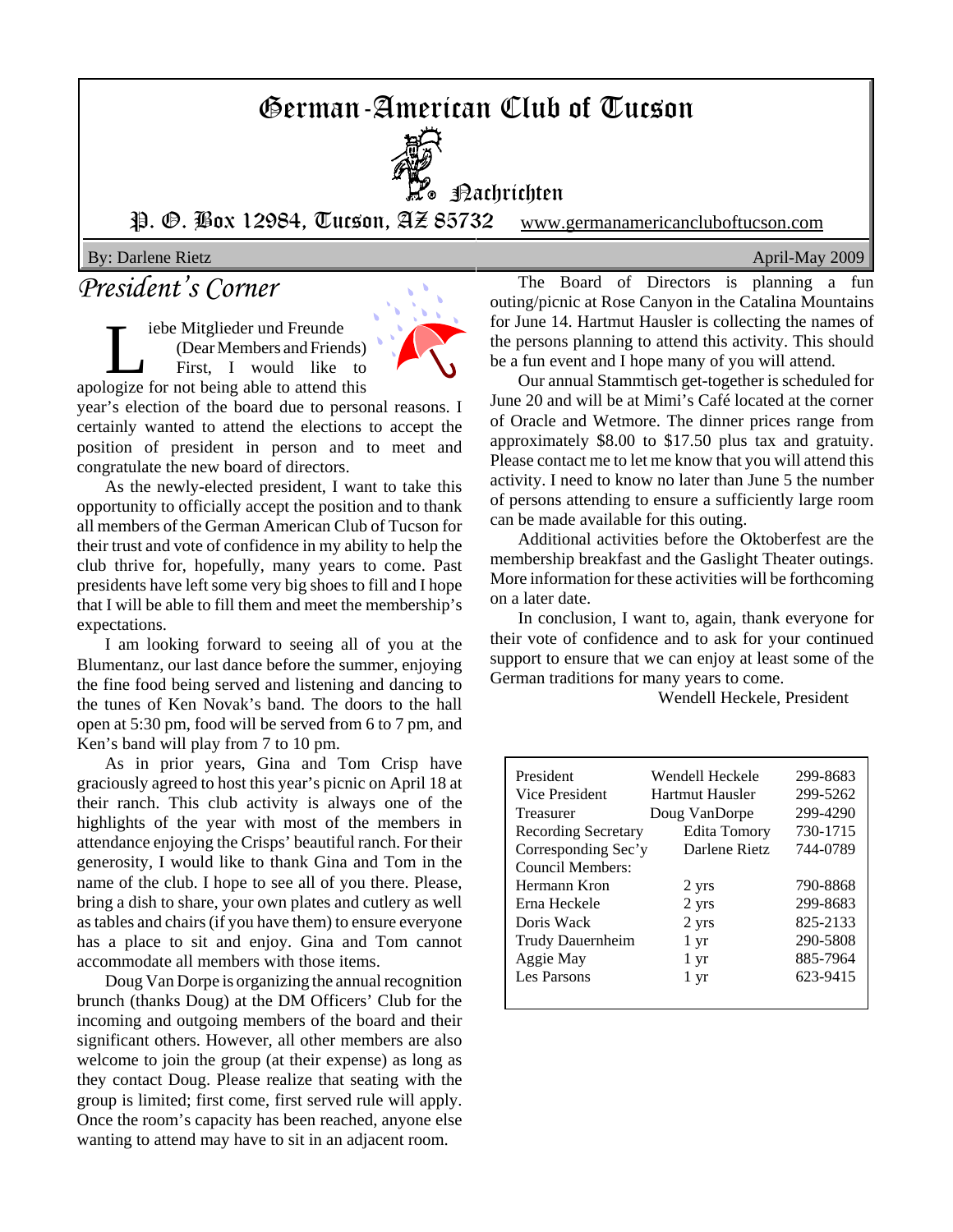# German-American Club of Tucson

Nachrichten

P. O. Box 12984, Tucson, AZ 85732 www.germanamericancluboftucson.com

By: Darlene Rietz April-May 2009

## President's Corner

Liebe Mitglieder und Freunde (Dear Members and Friends)

First, I would like to apologize for not being able to attend this year's election of the board due to personal reasons. I certainly wanted to attend the elections to accept the position of president in person and to meet and congratulate the new board of directors.

As the newly-elected president, I want to take this opportunity to officially accept the position and to thank all members of the German American Club of Tucson for their trust and vote of confidence in my ability to help the club thrive for, hopefully, many years to come. Past presidents have left some very big shoes to fill and I hope that I will be able to fill them and meet the membership's expectations.

I am looking forward to seeing all of you at the Blumentanz, our last dance before the summer, enjoying the fine food being served and listening and dancing to the tunes of Ken Novak's band. The doors to the hall open at 5:30 pm, food will be served from 6 to 7 pm, and Ken's band will play from 7 to 10 pm.

As in prior years, Gina and Tom Crisp have graciously agreed to host this year's picnic on April 18 at their ranch. This club activity is always one of the highlights of the year with most of the members in attendance enjoying the Crisps' beautiful ranch. For their generosity, I would like to thank Gina and Tom in the name of the club. I hope to see all of you there. Please, bring a dish to share, your own plates and cutlery as well as tables and chairs (if you have them) to ensure everyone has a place to sit and enjoy. Gina and Tom cannot accommodate all members with those items.

Doug Van Dorpe is organizing the annual recognition brunch (thanks Doug) at the DM Officers' Club for the incoming and outgoing members of the board and their significant others. However, all other members are also welcome to join the group (at their expense) as long as they contact Doug. Please realize that seating with the group is limited; first come, first served rule will apply. Once the room's capacity has been reached, anyone else wanting to attend may have to sit in an adjacent room.

The Board of Directors is planning a fun outing/picnic at Rose Canyon in the Catalina Mountains for June 14. Hartmut Hausler is collecting the names of the persons planning to attend this activity. This should be a fun event and I hope many of you will attend.

Our annual Stammtisch get-together is scheduled for June 20 and will be at Mimi's Café located at the corner of Oracle and Wetmore. The dinner prices range from approximately $8.00 to $17.50 plus tax and gratuity. Please contact me to let me know that you will attend this activity. I need to know no later than June 5 the number of persons attending to ensure a sufficiently large room can be made available for this outing.

Additional activities before the Oktoberfest are the membership breakfast and the Gaslight Theater outings. More information for these activities will be forthcoming on a later date.

In conclusion, I want to, again, thank everyone for their vote of confidence and to ask for your continued support to ensure that we can enjoy at least some of the German traditions for many years to come.

Wendell Heckele, President

| | | |
|---|---|---|
| President | Wendell Heckele | 299-8683 |
| Vice President | Hartmut Hausler | 299-5262 |
| Treasurer | Doug VanDorpe | 299-4290 |
| Recording Secretary | Edita Tomory | 730-1715 |
| Corresponding Sec'y | Darlene Rietz | 744-0789 |
| Council Members: | | |
| Hermann Kron | 2 yrs | 790-8868 |
| Erna Heckele | 2 yrs | 299-8683 |
| Doris Wack | 2 yrs | 825-2133 |
| Trudy Dauernheim | 1 yr | 290-5808 |
| Aggie May | 1 yr | 885-7964 |
| Les Parsons | 1 yr | 623-9415 |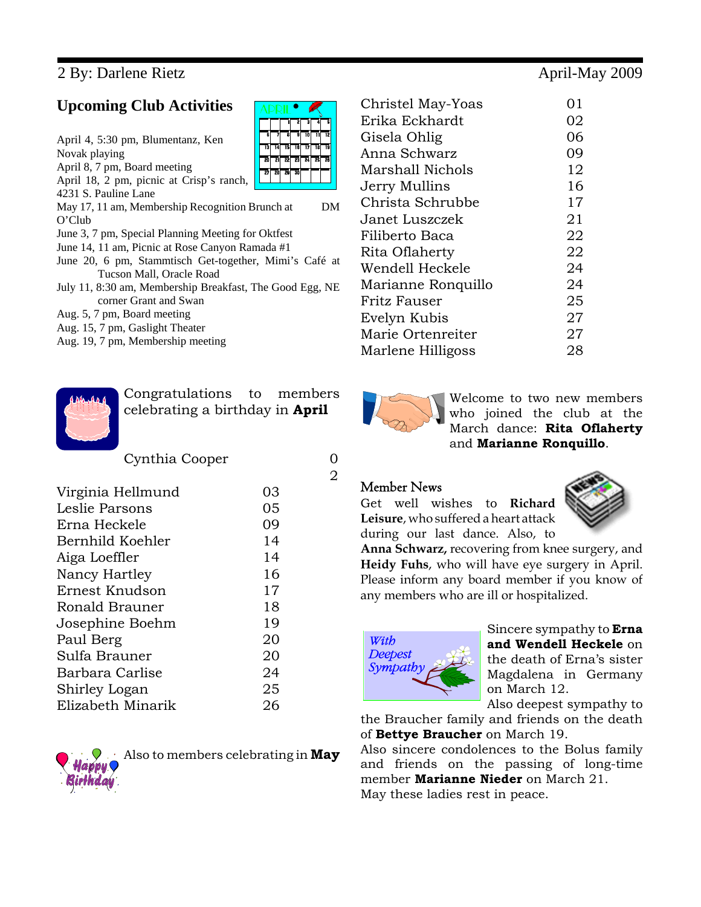## Upcoming Club Activities

April 4, 5:30 pm, Blumentanz, Ken Novak playing
April 8, 7 pm, Board meeting
April 18, 2 pm, picnic at Crisp's ranch, 4231 S. Pauline Lane
May 17, 11 am, Membership Recognition Brunch at DM O'Club
June 3, 7 pm, Special Planning Meeting for Oktfest
June 14, 11 am, Picnic at Rose Canyon Ramada #1
June 20, 6 pm, Stammtisch Get-together, Mimi's Café at Tucson Mall, Oracle Road
July 11, 8:30 am, Membership Breakfast, The Good Egg, NE corner Grant and Swan
Aug. 5, 7 pm, Board meeting
Aug. 15, 7 pm, Gaslight Theater
Aug. 19, 7 pm, Membership meeting

Congratulations to members celebrating a birthday in **April**

| Name | Day |
|---|---|
| Cynthia Cooper | 02 |
| Virginia Hellmund | 03 |
| Leslie Parsons | 05 |
| Erna Heckele | 09 |
| Bernhild Koehler | 14 |
| Aiga Loeffler | 14 |
| Nancy Hartley | 16 |
| Ernest Knudson | 17 |
| Ronald Brauner | 18 |
| Josephine Boehm | 19 |
| Paul Berg | 20 |
| Sulfa Brauner | 20 |
| Barbara Carlise | 24 |
| Shirley Logan | 25 |
| Elizabeth Minarik | 26 |

Also to members celebrating in **May**

| Name | Day |
|---|---|
| Christel May-Yoas | 01 |
| Erika Eckhardt | 02 |
| Gisela Ohlig | 06 |
| Anna Schwarz | 09 |
| Marshall Nichols | 12 |
| Jerry Mullins | 16 |
| Christa Schrubbe | 17 |
| Janet Luszczek | 21 |
| Filiberto Baca | 22 |
| Rita Oflaherty | 22 |
| Wendell Heckele | 24 |
| Marianne Ronquillo | 24 |
| Fritz Fauser | 25 |
| Evelyn Kubis | 27 |
| Marie Ortenreiter | 27 |
| Marlene Hilligoss | 28 |

Welcome to two new members who joined the club at the March dance: **Rita Oflaherty** and **Marianne Ronquillo**.

### Member News

Get well wishes to **Richard Leisure**, who suffered a heart attack during our last dance. Also, to **Anna Schwarz,** recovering from knee surgery, and **Heidy Fuhs**, who will have eye surgery in April. Please inform any board member if you know of any members who are ill or hospitalized.

*With Deepest Sympathy*

Sincere sympathy to **Erna and Wendell Heckele** on the death of Erna's sister Magdalena in Germany on March 12.

Also deepest sympathy to the Braucher family and friends on the death of **Bettye Braucher** on March 19.

Also sincere condolences to the Bolus family and friends on the passing of long-time member **Marianne Nieder** on March 21.

May these ladies rest in peace.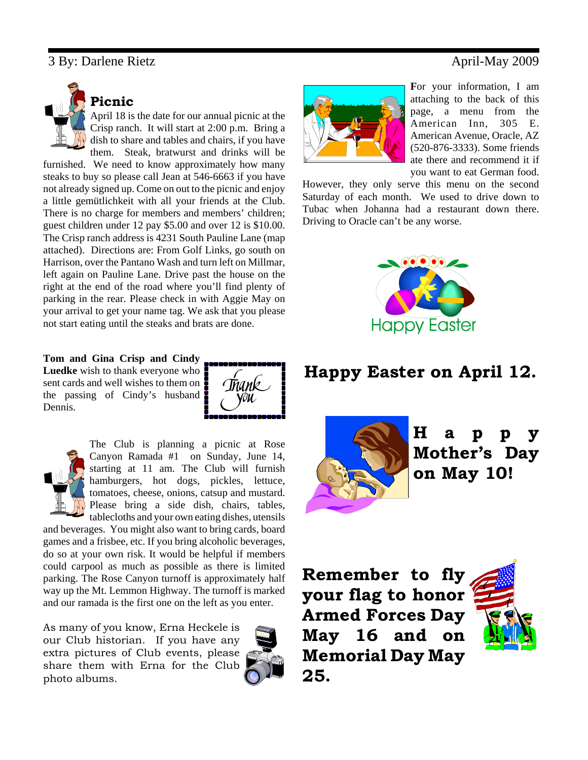## Picnic

April 18 is the date for our annual picnic at the Crisp ranch. It will start at 2:00 p.m. Bring a dish to share and tables and chairs, if you have them. Steak, bratwurst and drinks will be furnished. We need to know approximately how many steaks to buy so please call Jean at 546-6663 if you have not already signed up. Come on out to the picnic and enjoy a little gemütlichkeit with all your friends at the Club. There is no charge for members and members' children; guest children under 12 pay $5.00 and over 12 is $10.00. The Crisp ranch address is 4231 South Pauline Lane (map attached). Directions are: From Golf Links, go south on Harrison, over the Pantano Wash and turn left on Millmar, left again on Pauline Lane. Drive past the house on the right at the end of the road where you'll find plenty of parking in the rear. Please check in with Aggie May on your arrival to get your name tag. We ask that you please not start eating until the steaks and brats are done.

**Tom and Gina Crisp and Cindy Luedke** wish to thank everyone who sent cards and well wishes to them on the passing of Cindy's husband Dennis.

Thank you

The Club is planning a picnic at Rose Canyon Ramada #1 on Sunday, June 14, starting at 11 am. The Club will furnish hamburgers, hot dogs, pickles, lettuce, tomatoes, cheese, onions, catsup and mustard. Please bring a side dish, chairs, tables, tablecloths and your own eating dishes, utensils and beverages. You might also want to bring cards, board games and a frisbee, etc. If you bring alcoholic beverages, do so at your own risk. It would be helpful if members could carpool as much as possible as there is limited parking. The Rose Canyon turnoff is approximately half way up the Mt. Lemmon Highway. The turnoff is marked and our ramada is the first one on the left as you enter.

As many of you know, Erna Heckele is our Club historian. If you have any extra pictures of Club events, please share them with Erna for the Club photo albums.

For your information, I am attaching to the back of this page, a menu from the American Inn, 305 E. American Avenue, Oracle, AZ (520-876-3333). Some friends ate there and recommend it if you want to eat German food. However, they only serve this menu on the second Saturday of each month. We used to drive down to Tubac when Johanna had a restaurant down there. Driving to Oracle can't be any worse.

Happy Easter

## Happy Easter on April 12.

## Happy Mother's Day on May 10!

## Remember to fly your flag to honor Armed Forces Day May 16 and on Memorial Day May 25.